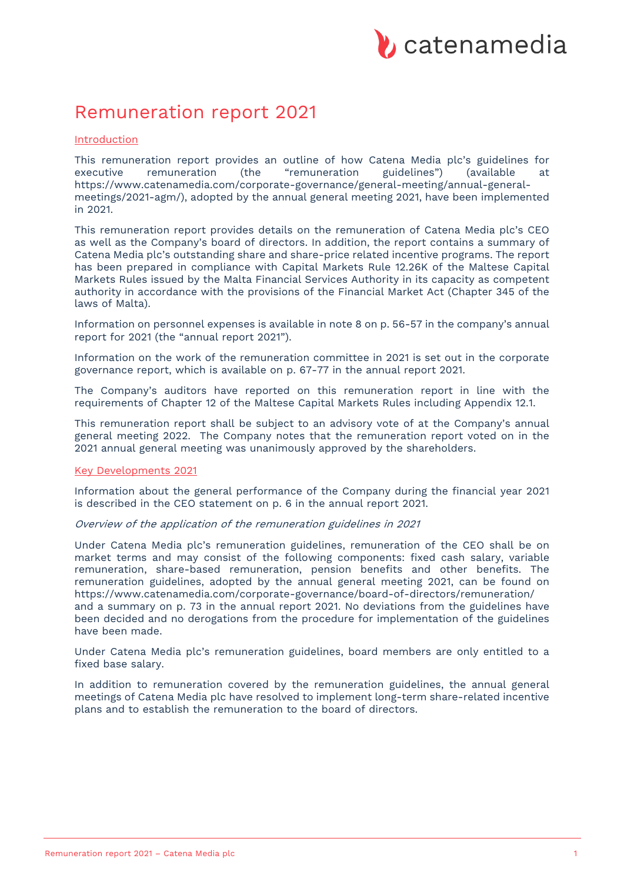# Remuneration report 2021

## Introduction

This remuneration report provides an outline of how Catena Media plc's guidelines for executive remuneration (the "remuneration guidelines") (available at https://www.catenamedia.com/corporate-governance/general-meeting/annual-general-meetings/2021-agm/), adopted by the annual general meeting 2021, have been implemented in 2021.

This remuneration report provides details on the remuneration of Catena Media plc's CEO as well as the Company's board of directors. In addition, the report contains a summary of Catena Media plc's outstanding share and share-price related incentive programs. The report has been prepared in compliance with Capital Markets Rule 12.26K of the Maltese Capital Markets Rules issued by the Malta Financial Services Authority in its capacity as competent authority in accordance with the provisions of the Financial Market Act (Chapter 345 of the laws of Malta).

Information on personnel expenses is available in note 8 on p. 56-57 in the company's annual report for 2021 (the "annual report 2021").

Information on the work of the remuneration committee in 2021 is set out in the corporate governance report, which is available on p. 67-77 in the annual report 2021.

The Company's auditors have reported on this remuneration report in line with the requirements of Chapter 12 of the Maltese Capital Markets Rules including Appendix 12.1.

This remuneration report shall be subject to an advisory vote of at the Company's annual general meeting 2022. The Company notes that the remuneration report voted on in the 2021 annual general meeting was unanimously approved by the shareholders.

## Key Developments 2021

Information about the general performance of the Company during the financial year 2021 is described in the CEO statement on p. 6 in the annual report 2021.

*Overview of the application of the remuneration guidelines in 2021*

Under Catena Media plc's remuneration guidelines, remuneration of the CEO shall be on market terms and may consist of the following components: fixed cash salary, variable remuneration, share-based remuneration, pension benefits and other benefits. The remuneration guidelines, adopted by the annual general meeting 2021, can be found on https://www.catenamedia.com/corporate-governance/board-of-directors/remuneration/ and a summary on p. 73 in the annual report 2021. No deviations from the guidelines have been decided and no derogations from the procedure for implementation of the guidelines have been made.

Under Catena Media plc's remuneration guidelines, board members are only entitled to a fixed base salary.

In addition to remuneration covered by the remuneration guidelines, the annual general meetings of Catena Media plc have resolved to implement long-term share-related incentive plans and to establish the remuneration to the board of directors.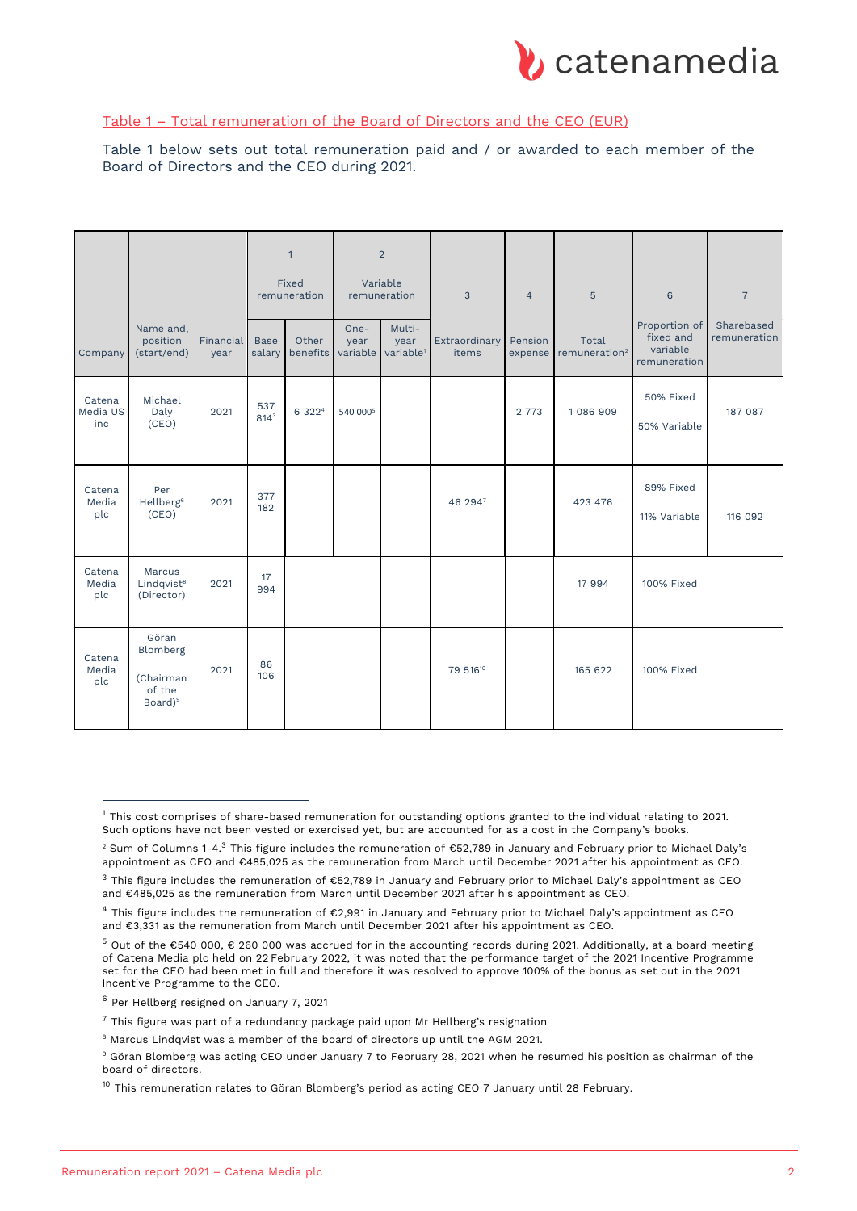## Table 1 – Total remuneration of the Board of Directors and the CEO (EUR)

Table 1 below sets out total remuneration paid and / or awarded to each member of the Board of Directors and the CEO during 2021.

| | | | 1 Fixed remuneration | | 2 Variable remuneration | | 3 | 4 | 5 | 6 | 7 |
|---|---|---|---|---|---|---|---|---|---|---|---|
| Company | Name and, position (start/end) | Financial year | Base salary | Other benefits | One-year variable | Multi-year variable[1] | Extraordinary items | Pension expense | Total remuneration[2] | Proportion of fixed and variable remuneration | Sharebased remuneration |
| Catena Media US inc | Michael Daly (CEO) | 2021 | 537 814[3] | 6 322[4] | 540 000[5] | | | 2 773 | 1 086 909 | 50% Fixed<br>50% Variable | 187 087 |
| Catena Media plc | Per Hellberg[6] (CEO) | 2021 | 377 182 | | | | 46 294[7] | | 423 476 | 89% Fixed<br>11% Variable | 116 092 |
| Catena Media plc | Marcus Lindqvist[8] (Director) | 2021 | 17 994 | | | | | | 17 994 | 100% Fixed | |
| Catena Media plc | Göran Blomberg (Chairman of the Board)[9] | 2021 | 86 106 | | | | 79 516[10] | | 165 622 | 100% Fixed | |

[1] This cost comprises of share-based remuneration for outstanding options granted to the individual relating to 2021. Such options have not been vested or exercised yet, but are accounted for as a cost in the Company's books.

[2] Sum of Columns 1-4.[3] This figure includes the remuneration of €52,789 in January and February prior to Michael Daly's appointment as CEO and €485,025 as the remuneration from March until December 2021 after his appointment as CEO.

[3] This figure includes the remuneration of €52,789 in January and February prior to Michael Daly's appointment as CEO and €485,025 as the remuneration from March until December 2021 after his appointment as CEO.

[4] This figure includes the remuneration of €2,991 in January and February prior to Michael Daly's appointment as CEO and €3,331 as the remuneration from March until December 2021 after his appointment as CEO.

[5] Out of the €540 000, € 260 000 was accrued for in the accounting records during 2021. Additionally, at a board meeting of Catena Media plc held on 22 February 2022, it was noted that the performance target of the 2021 Incentive Programme set for the CEO had been met in full and therefore it was resolved to approve 100% of the bonus as set out in the 2021 Incentive Programme to the CEO.

[6] Per Hellberg resigned on January 7, 2021

[7] This figure was part of a redundancy package paid upon Mr Hellberg's resignation

[8] Marcus Lindqvist was a member of the board of directors up until the AGM 2021.

[9] Göran Blomberg was acting CEO under January 7 to February 28, 2021 when he resumed his position as chairman of the board of directors.

[10] This remuneration relates to Göran Blomberg's period as acting CEO 7 January until 28 February.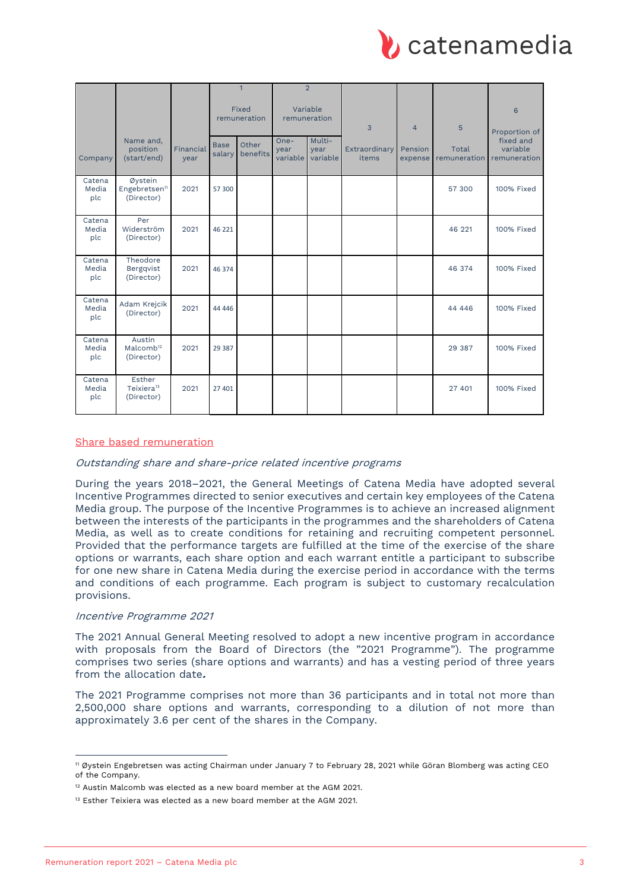| Company | Name and, position (start/end) | Financial year | 1 Fixed remuneration | | 2 Variable remuneration | | 3 Extraordinary items | 4 Pension expense | 5 Total remuneration | 6 Proportion of fixed and variable remuneration |
|---|---|---|---|---|---|---|---|---|---|---|
| | | | Base salary | Other benefits | One-year variable | Multi-year variable | | | | |
| Catena Media plc | Øystein Engebretsen[11] (Director) | 2021 | 57 300 | | | | | | 57 300 | 100% Fixed |
| Catena Media plc | Per Widerström (Director) | 2021 | 46 221 | | | | | | 46 221 | 100% Fixed |
| Catena Media plc | Theodore Bergqvist (Director) | 2021 | 46 374 | | | | | | 46 374 | 100% Fixed |
| Catena Media plc | Adam Krejcik (Director) | 2021 | 44 446 | | | | | | 44 446 | 100% Fixed |
| Catena Media plc | Austin Malcomb[12] (Director) | 2021 | 29 387 | | | | | | 29 387 | 100% Fixed |
| Catena Media plc | Esther Teixiera[13] (Director) | 2021 | 27 401 | | | | | | 27 401 | 100% Fixed |

## Share based remuneration

*Outstanding share and share-price related incentive programs*

During the years 2018–2021, the General Meetings of Catena Media have adopted several Incentive Programmes directed to senior executives and certain key employees of the Catena Media group. The purpose of the Incentive Programmes is to achieve an increased alignment between the interests of the participants in the programmes and the shareholders of Catena Media, as well as to create conditions for retaining and recruiting competent personnel. Provided that the performance targets are fulfilled at the time of the exercise of the share options or warrants, each share option and each warrant entitle a participant to subscribe for one new share in Catena Media during the exercise period in accordance with the terms and conditions of each programme. Each program is subject to customary recalculation provisions.

*Incentive Programme 2021*

The 2021 Annual General Meeting resolved to adopt a new incentive program in accordance with proposals from the Board of Directors (the "2021 Programme"). The programme comprises two series (share options and warrants) and has a vesting period of three years from the allocation date.

The 2021 Programme comprises not more than 36 participants and in total not more than 2,500,000 share options and warrants, corresponding to a dilution of not more than approximately 3.6 per cent of the shares in the Company.

[11] Øystein Engebretsen was acting Chairman under January 7 to February 28, 2021 while Göran Blomberg was acting CEO of the Company.

[12] Austin Malcomb was elected as a new board member at the AGM 2021.

[13] Esther Teixiera was elected as a new board member at the AGM 2021.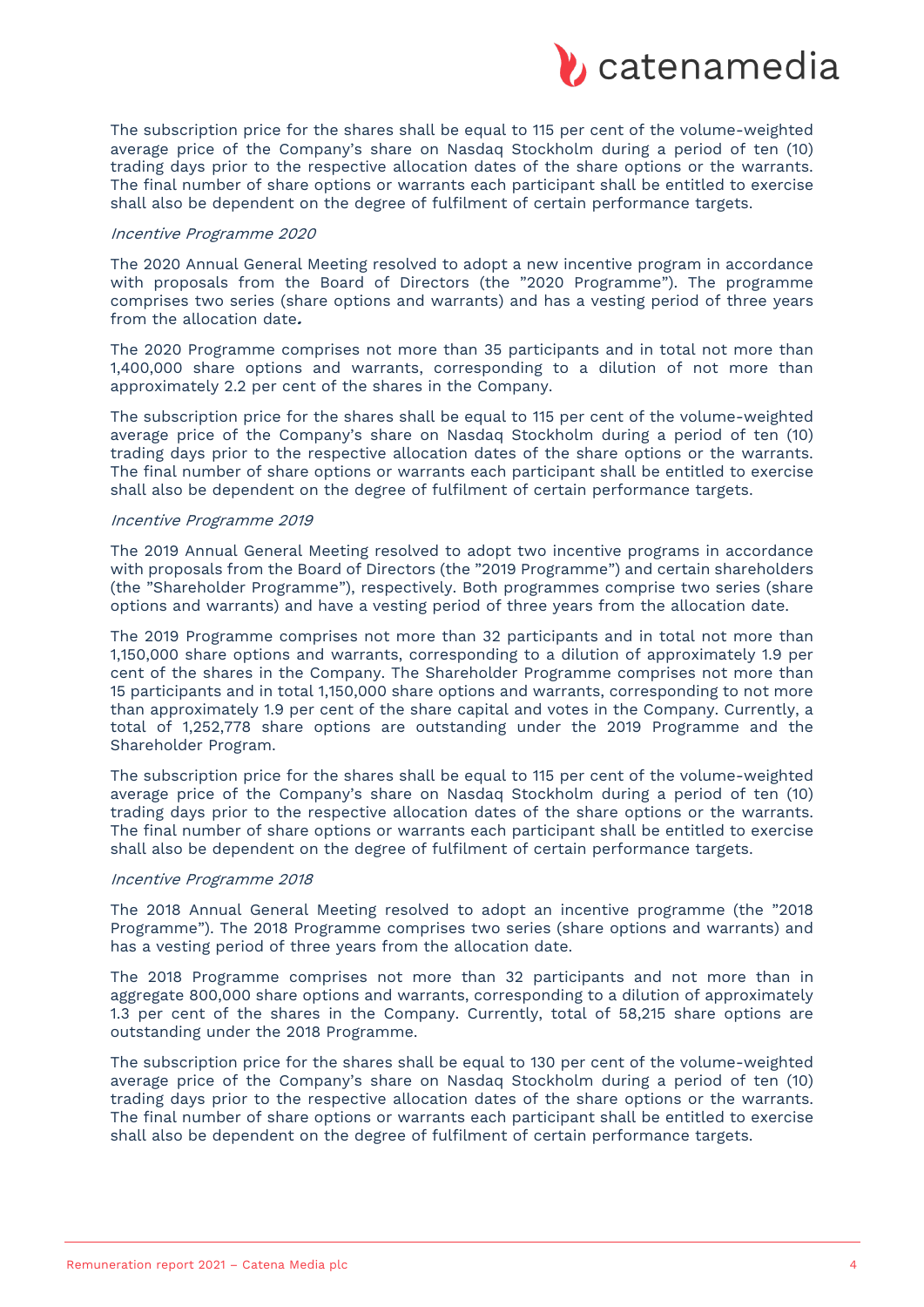The subscription price for the shares shall be equal to 115 per cent of the volume-weighted average price of the Company's share on Nasdaq Stockholm during a period of ten (10) trading days prior to the respective allocation dates of the share options or the warrants. The final number of share options or warrants each participant shall be entitled to exercise shall also be dependent on the degree of fulfilment of certain performance targets.

*Incentive Programme 2020*

The 2020 Annual General Meeting resolved to adopt a new incentive program in accordance with proposals from the Board of Directors (the "2020 Programme"). The programme comprises two series (share options and warrants) and has a vesting period of three years from the allocation date.

The 2020 Programme comprises not more than 35 participants and in total not more than 1,400,000 share options and warrants, corresponding to a dilution of not more than approximately 2.2 per cent of the shares in the Company.

The subscription price for the shares shall be equal to 115 per cent of the volume-weighted average price of the Company's share on Nasdaq Stockholm during a period of ten (10) trading days prior to the respective allocation dates of the share options or the warrants. The final number of share options or warrants each participant shall be entitled to exercise shall also be dependent on the degree of fulfilment of certain performance targets.

*Incentive Programme 2019*

The 2019 Annual General Meeting resolved to adopt two incentive programs in accordance with proposals from the Board of Directors (the "2019 Programme") and certain shareholders (the "Shareholder Programme"), respectively. Both programmes comprise two series (share options and warrants) and have a vesting period of three years from the allocation date.

The 2019 Programme comprises not more than 32 participants and in total not more than 1,150,000 share options and warrants, corresponding to a dilution of approximately 1.9 per cent of the shares in the Company. The Shareholder Programme comprises not more than 15 participants and in total 1,150,000 share options and warrants, corresponding to not more than approximately 1.9 per cent of the share capital and votes in the Company. Currently, a total of 1,252,778 share options are outstanding under the 2019 Programme and the Shareholder Program.

The subscription price for the shares shall be equal to 115 per cent of the volume-weighted average price of the Company's share on Nasdaq Stockholm during a period of ten (10) trading days prior to the respective allocation dates of the share options or the warrants. The final number of share options or warrants each participant shall be entitled to exercise shall also be dependent on the degree of fulfilment of certain performance targets.

*Incentive Programme 2018*

The 2018 Annual General Meeting resolved to adopt an incentive programme (the "2018 Programme"). The 2018 Programme comprises two series (share options and warrants) and has a vesting period of three years from the allocation date.

The 2018 Programme comprises not more than 32 participants and not more than in aggregate 800,000 share options and warrants, corresponding to a dilution of approximately 1.3 per cent of the shares in the Company. Currently, total of 58,215 share options are outstanding under the 2018 Programme.

The subscription price for the shares shall be equal to 130 per cent of the volume-weighted average price of the Company's share on Nasdaq Stockholm during a period of ten (10) trading days prior to the respective allocation dates of the share options or the warrants. The final number of share options or warrants each participant shall be entitled to exercise shall also be dependent on the degree of fulfilment of certain performance targets.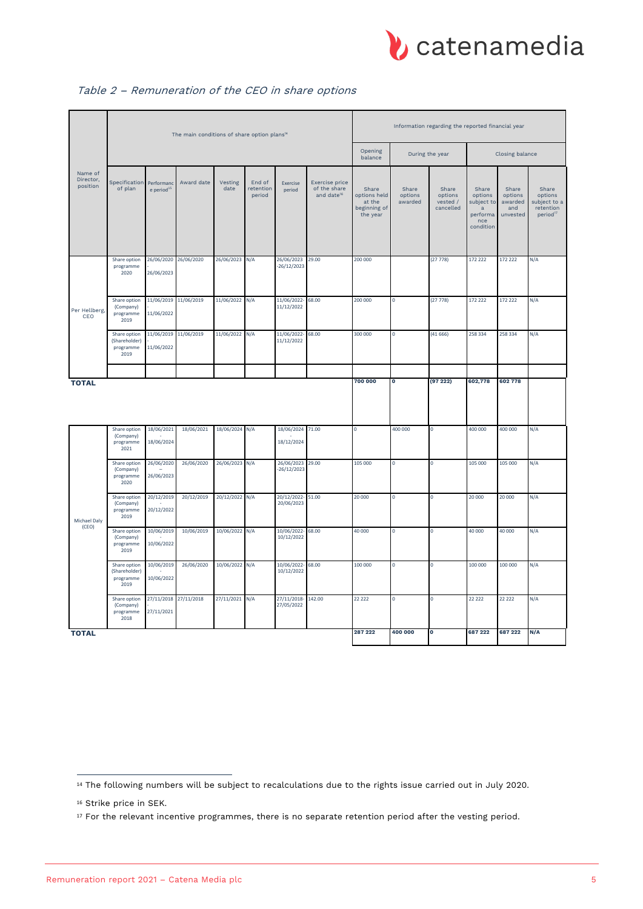*Table 2 – Remuneration of the CEO in share options*

| Name of Director, position | The main conditions of share option plans[14] | | | | | | | Information regarding the reported financial year | | | | | |
|---|---|---|---|---|---|---|---|---|---|---|---|---|---|
| | | | | | | | | Opening balance | During the year | | Closing balance | | |
| | Specification of plan | Performance period[15] | Award date | Vesting date | End of retention period | Exercise period | Exercise price of the share and date[16] | Share options held at the beginning of the year | Share options awarded | Share options vested / cancelled | Share options subject to a performance condition | Share options awarded and unvested | Share options subject to a retention period[17] |
| Per Hellberg, CEO | Share option programme 2020 | 26/06/2020 - 26/06/2023 | 26/06/2020 | 26/06/2023 | N/A | 26/06/2023 -26/12/2023 | 29.00 | 200 000 | | (27 778) | 172 222 | 172 222 | N/A |
| | Share option (Company) programme 2019 | 11/06/2019 - 11/06/2022 | 11/06/2019 | 11/06/2022 | N/A | 11/06/2022-11/12/2022 | 68.00 | 200 000 | 0 | (27 778) | 172 222 | 172 222 | N/A |
| | Share option (Shareholder) programme 2019 | 11/06/2019 - 11/06/2022 | 11/06/2019 | 11/06/2022 | N/A | 11/06/2022-11/12/2022 | 68.00 | 300 000 | 0 | (41 666) | 258 334 | 258 334 | N/A |
| **TOTAL** | | | | | | | | **700 000** | **0** | **(97 222)** | **602,778** | **602 778** | |
| Michael Daly (CEO) | Share option (Company) programme 2021 | 18/06/2021 - 18/06/2024 | 18/06/2021 | 18/06/2024 | N/A | 18/06/2024 - 18/12/2024 | 71.00 | 0 | 400 000 | 0 | 400 000 | 400 000 | N/A |
| | Share option (Company) programme 2020 | 26/06/2020 – 26/06/2023 | 26/06/2020 | 26/06/2023 | N/A | 26/06/2023 -26/12/2023 | 29.00 | 105 000 | 0 | 0 | 105 000 | 105 000 | N/A |
| | Share option (Company) programme 2019 | 20/12/2019 - 20/12/2022 | 20/12/2019 | 20/12/2022 | N/A | 20/12/2022-20/06/2023 | 51.00 | 20 000 | 0 | 0 | 20 000 | 20 000 | N/A |
| | Share option (Company) programme 2019 | 10/06/2019 - 10/06/2022 | 10/06/2019 | 10/06/2022 | N/A | 10/06/2022-10/12/2022 | 68.00 | 40 000 | 0 | 0 | 40 000 | 40 000 | N/A |
| | Share option (Shareholder) programme 2019 | 10/06/2019 - 10/06/2022 | 26/06/2020 | 10/06/2022 | N/A | 10/06/2022-10/12/2022 | 68.00 | 100 000 | 0 | 0 | 100 000 | 100 000 | N/A |
| | Share option (Company) programme 2018 | 27/11/2018 - 27/11/2021 | 27/11/2018 | 27/11/2021 | N/A | 27/11/2018-27/05/2022 | 142.00 | 22 222 | 0 | 0 | 22 222 | 22 222 | N/A |
| **TOTAL** | | | | | | | | **287 222** | **400 000** | **0** | **687 222** | **687 222** | **N/A** |

[14] The following numbers will be subject to recalculations due to the rights issue carried out in July 2020.

[16] Strike price in SEK.

[17] For the relevant incentive programmes, there is no separate retention period after the vesting period.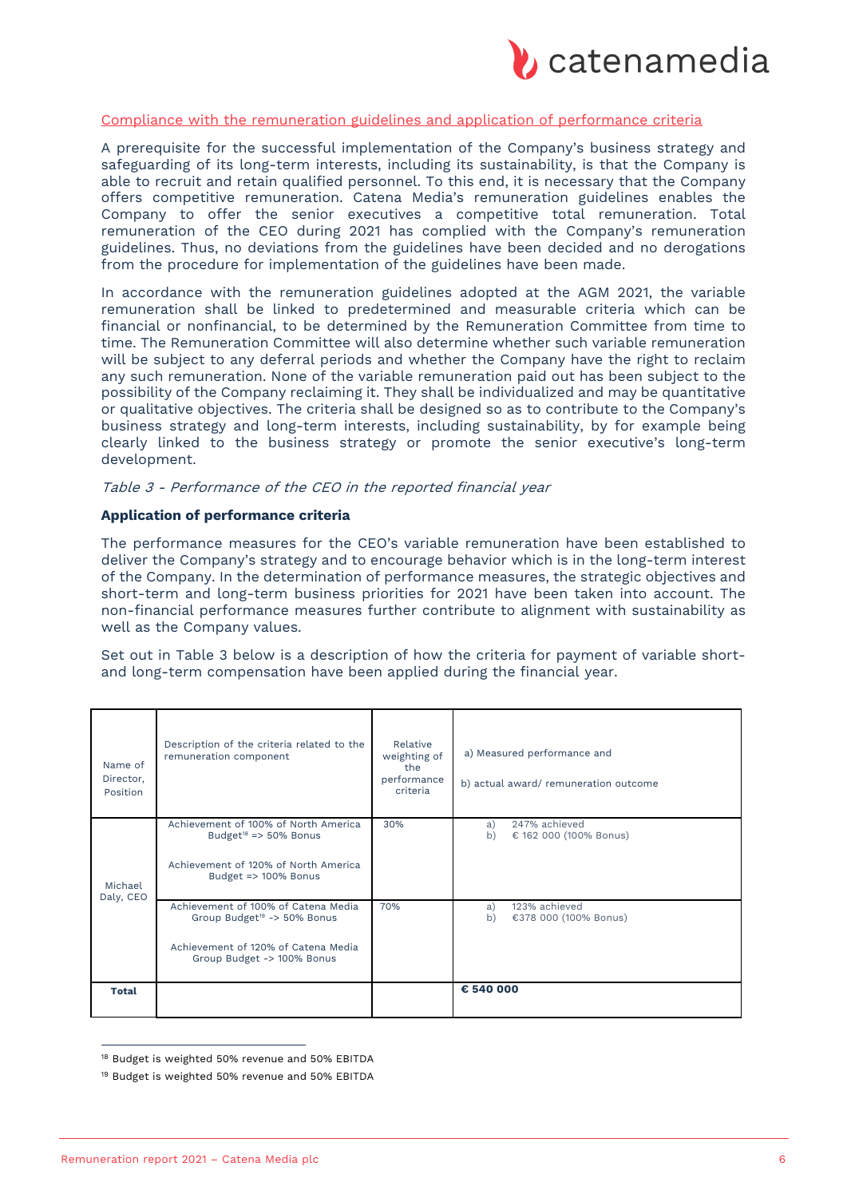Compliance with the remuneration guidelines and application of performance criteria

A prerequisite for the successful implementation of the Company's business strategy and safeguarding of its long-term interests, including its sustainability, is that the Company is able to recruit and retain qualified personnel. To this end, it is necessary that the Company offers competitive remuneration. Catena Media's remuneration guidelines enables the Company to offer the senior executives a competitive total remuneration. Total remuneration of the CEO during 2021 has complied with the Company's remuneration guidelines. Thus, no deviations from the guidelines have been decided and no derogations from the procedure for implementation of the guidelines have been made.

In accordance with the remuneration guidelines adopted at the AGM 2021, the variable remuneration shall be linked to predetermined and measurable criteria which can be financial or nonfinancial, to be determined by the Remuneration Committee from time to time. The Remuneration Committee will also determine whether such variable remuneration will be subject to any deferral periods and whether the Company have the right to reclaim any such remuneration. None of the variable remuneration paid out has been subject to the possibility of the Company reclaiming it. They shall be individualized and may be quantitative or qualitative objectives. The criteria shall be designed so as to contribute to the Company's business strategy and long-term interests, including sustainability, by for example being clearly linked to the business strategy or promote the senior executive's long-term development.

*Table 3 - Performance of the CEO in the reported financial year*

**Application of performance criteria**

The performance measures for the CEO's variable remuneration have been established to deliver the Company's strategy and to encourage behavior which is in the long-term interest of the Company. In the determination of performance measures, the strategic objectives and short-term and long-term business priorities for 2021 have been taken into account. The non-financial performance measures further contribute to alignment with sustainability as well as the Company values.

Set out in Table 3 below is a description of how the criteria for payment of variable short- and long-term compensation have been applied during the financial year.

| Name of Director, Position | Description of the criteria related to the remuneration component | Relative weighting of the performance criteria | a) Measured performance and<br>b) actual award/ remuneration outcome |
|---|---|---|---|
| Michael Daly, CEO | Achievement of 100% of North America Budget[18] => 50% Bonus<br><br>Achievement of 120% of North America Budget => 100% Bonus | 30% | a) 247% achieved<br>b) € 162 000 (100% Bonus) |
| | Achievement of 100% of Catena Media Group Budget[19] -> 50% Bonus<br><br>Achievement of 120% of Catena Media Group Budget -> 100% Bonus | 70% | a) 123% achieved<br>b) €378 000 (100% Bonus) |
| **Total** | | | **€ 540 000** |

[18] Budget is weighted 50% revenue and 50% EBITDA

[19] Budget is weighted 50% revenue and 50% EBITDA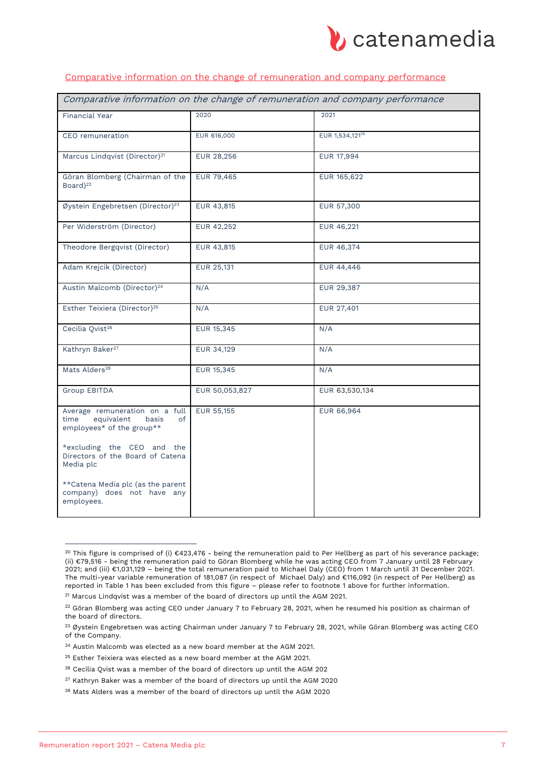## Comparative information on the change of remuneration and company performance

| Comparative information on the change of remuneration and company performance | | |
|---|---|---|
| Financial Year | 2020 | 2021 |
| CEO remuneration | EUR 616,000 | EUR 1,534,121[20] |
| Marcus Lindqvist (Director)[21] | EUR 28,256 | EUR 17,994 |
| Göran Blomberg (Chairman of the Board)[22] | EUR 79,465 | EUR 165,622 |
| Øystein Engebretsen (Director)[23] | EUR 43,815 | EUR 57,300 |
| Per Widerström (Director) | EUR 42,252 | EUR 46,221 |
| Theodore Bergqvist (Director) | EUR 43,815 | EUR 46,374 |
| Adam Krejcik (Director) | EUR 25,131 | EUR 44,446 |
| Austin Malcomb (Director)[24] | N/A | EUR 29,387 |
| Esther Teixiera (Director)[25] | N/A | EUR 27,401 |
| Cecilia Qvist[26] | EUR 15,345 | N/A |
| Kathryn Baker[27] | EUR 34,129 | N/A |
| Mats Alders[28] | EUR 15,345 | N/A |
| Group EBITDA | EUR 50,053,827 | EUR 63,530,134 |
| Average remuneration on a full time equivalent basis of employees* of the group**<br><br>*excluding the CEO and the Directors of the Board of Catena Media plc<br><br>**Catena Media plc (as the parent company) does not have any employees. | EUR 55,155 | EUR 66,964 |

[20] This figure is comprised of (i) €423,476 - being the remuneration paid to Per Hellberg as part of his severance package; (ii) €79,516 - being the remuneration paid to Göran Blomberg while he was acting CEO from 7 January until 28 February 2021; and (iii) €1,031,129 – being the total remuneration paid to Michael Daly (CEO) from 1 March until 31 December 2021. The multi-year variable remuneration of 181,087 (in respect of Michael Daly) and €116,092 (in respect of Per Hellberg) as reported in Table 1 has been excluded from this figure – please refer to footnote 1 above for further information.

[21] Marcus Lindqvist was a member of the board of directors up until the AGM 2021.

[22] Göran Blomberg was acting CEO under January 7 to February 28, 2021, when he resumed his position as chairman of the board of directors.

[23] Øystein Engebretsen was acting Chairman under January 7 to February 28, 2021, while Göran Blomberg was acting CEO of the Company.

[24] Austin Malcomb was elected as a new board member at the AGM 2021.

[25] Esther Teixiera was elected as a new board member at the AGM 2021.

[26] Cecilia Qvist was a member of the board of directors up until the AGM 202

[27] Kathryn Baker was a member of the board of directors up until the AGM 2020

[28] Mats Alders was a member of the board of directors up until the AGM 2020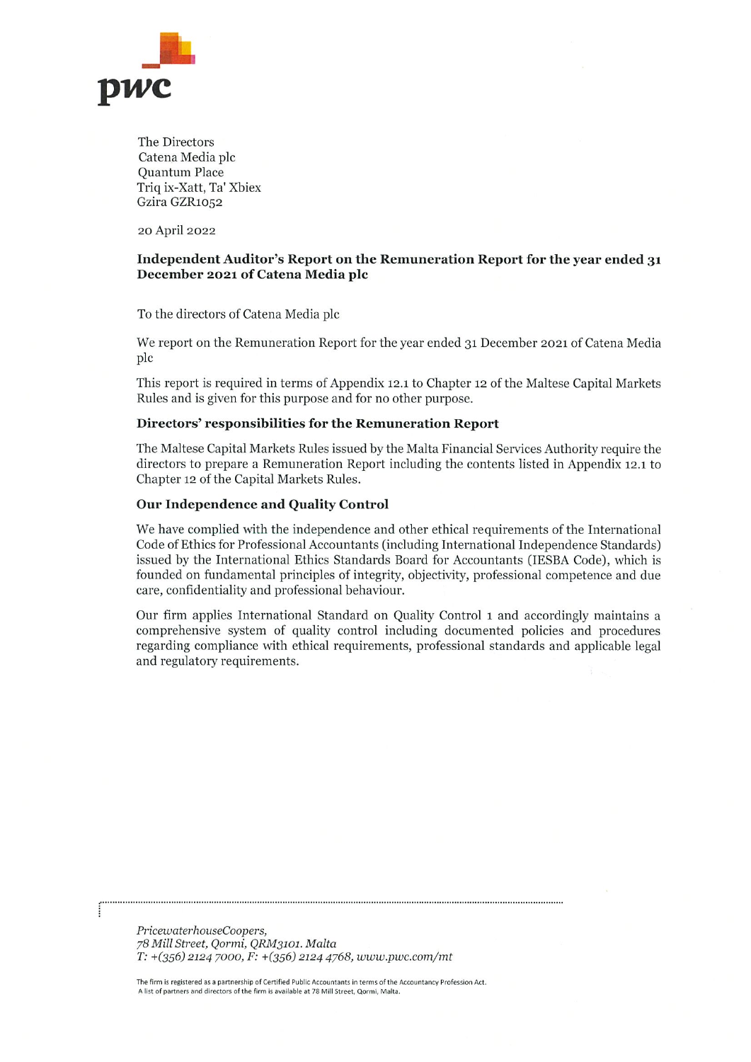The Directors
Catena Media plc
Quantum Place
Triq ix-Xatt, Ta' Xbiex
Gzira GZR1052

20 April 2022

**Independent Auditor's Report on the Remuneration Report for the year ended 31 December 2021 of Catena Media plc**

To the directors of Catena Media plc

We report on the Remuneration Report for the year ended 31 December 2021 of Catena Media plc

This report is required in terms of Appendix 12.1 to Chapter 12 of the Maltese Capital Markets Rules and is given for this purpose and for no other purpose.

**Directors' responsibilities for the Remuneration Report**

The Maltese Capital Markets Rules issued by the Malta Financial Services Authority require the directors to prepare a Remuneration Report including the contents listed in Appendix 12.1 to Chapter 12 of the Capital Markets Rules.

**Our Independence and Quality Control**

We have complied with the independence and other ethical requirements of the International Code of Ethics for Professional Accountants (including International Independence Standards) issued by the International Ethics Standards Board for Accountants (IESBA Code), which is founded on fundamental principles of integrity, objectivity, professional competence and due care, confidentiality and professional behaviour.

Our firm applies International Standard on Quality Control 1 and accordingly maintains a comprehensive system of quality control including documented policies and procedures regarding compliance with ethical requirements, professional standards and applicable legal and regulatory requirements.

*PricewaterhouseCoopers,*
*78 Mill Street, Qormi, QRM3101. Malta*
*T: +(356) 2124 7000, F: +(356) 2124 4768, www.pwc.com/mt*

The firm is registered as a partnership of Certified Public Accountants in terms of the Accountancy Profession Act.
A list of partners and directors of the firm is available at 78 Mill Street, Qormi, Malta.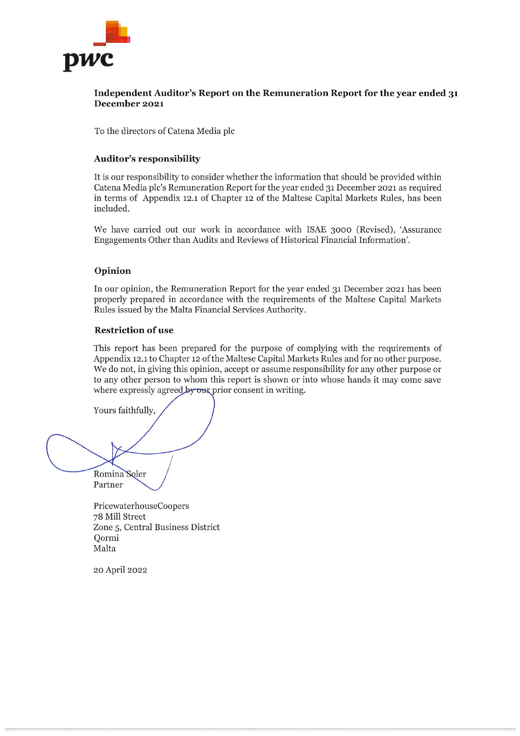**Independent Auditor's Report on the Remuneration Report for the year ended 31 December 2021**

To the directors of Catena Media plc

### Auditor's responsibility

It is our responsibility to consider whether the information that should be provided within Catena Media plc's Remuneration Report for the year ended 31 December 2021 as required in terms of Appendix 12.1 of Chapter 12 of the Maltese Capital Markets Rules, has been included.

We have carried out our work in accordance with ISAE 3000 (Revised), 'Assurance Engagements Other than Audits and Reviews of Historical Financial Information'.

### Opinion

In our opinion, the Remuneration Report for the year ended 31 December 2021 has been properly prepared in accordance with the requirements of the Maltese Capital Markets Rules issued by the Malta Financial Services Authority.

### Restriction of use

This report has been prepared for the purpose of complying with the requirements of Appendix 12.1 to Chapter 12 of the Maltese Capital Markets Rules and for no other purpose. We do not, in giving this opinion, accept or assume responsibility for any other purpose or to any other person to whom this report is shown or into whose hands it may come save where expressly agreed by our prior consent in writing.

Yours faithfully,

Romina Soler
Partner

PricewaterhouseCoopers
78 Mill Street
Zone 5, Central Business District
Qormi
Malta

20 April 2022